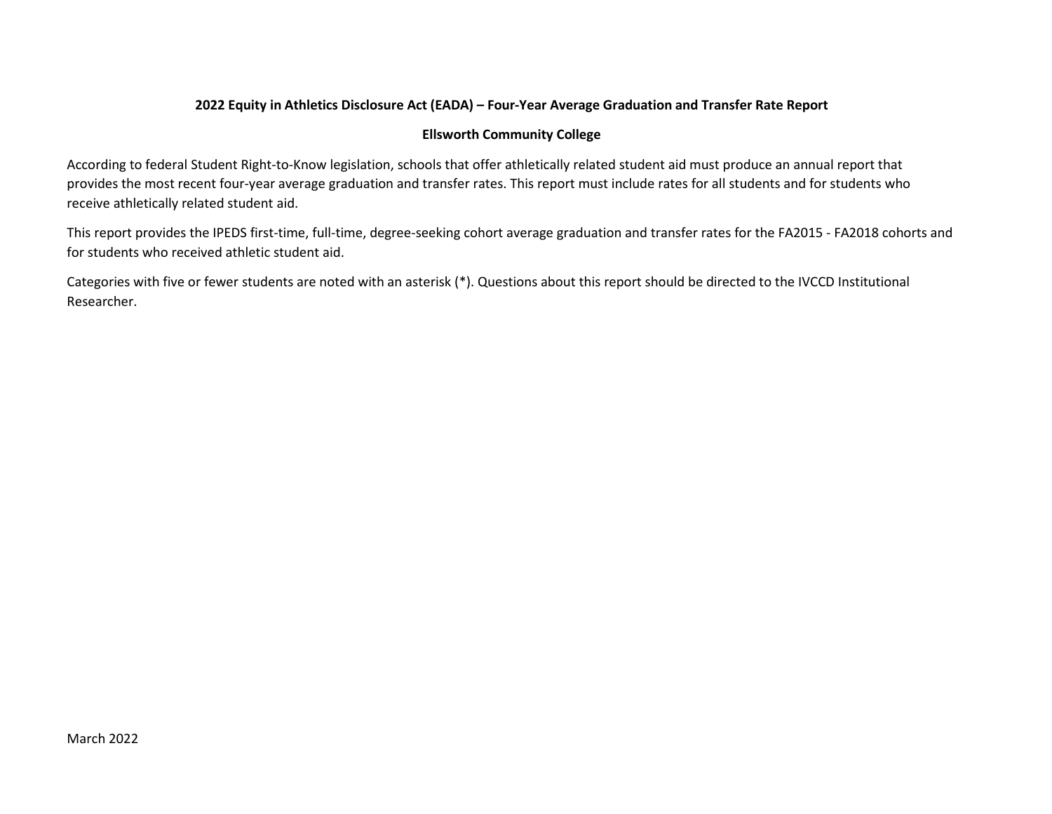**2022 Equity in Athletics Disclosure Act (EADA) – Four-Year Average Graduation and Transfer Rate Report**

**Ellsworth Community College**

According to federal Student Right-to-Know legislation, schools that offer athletically related student aid must produce an annual report that provides the most recent four-year average graduation and transfer rates. This report must include rates for all students and for students who receive athletically related student aid.

This report provides the IPEDS first-time, full-time, degree-seeking cohort average graduation and transfer rates for the FA2015 - FA2018 cohorts and for students who received athletic student aid.

Categories with five or fewer students are noted with an asterisk (*). Questions about this report should be directed to the IVCCD Institutional Researcher.

March 2022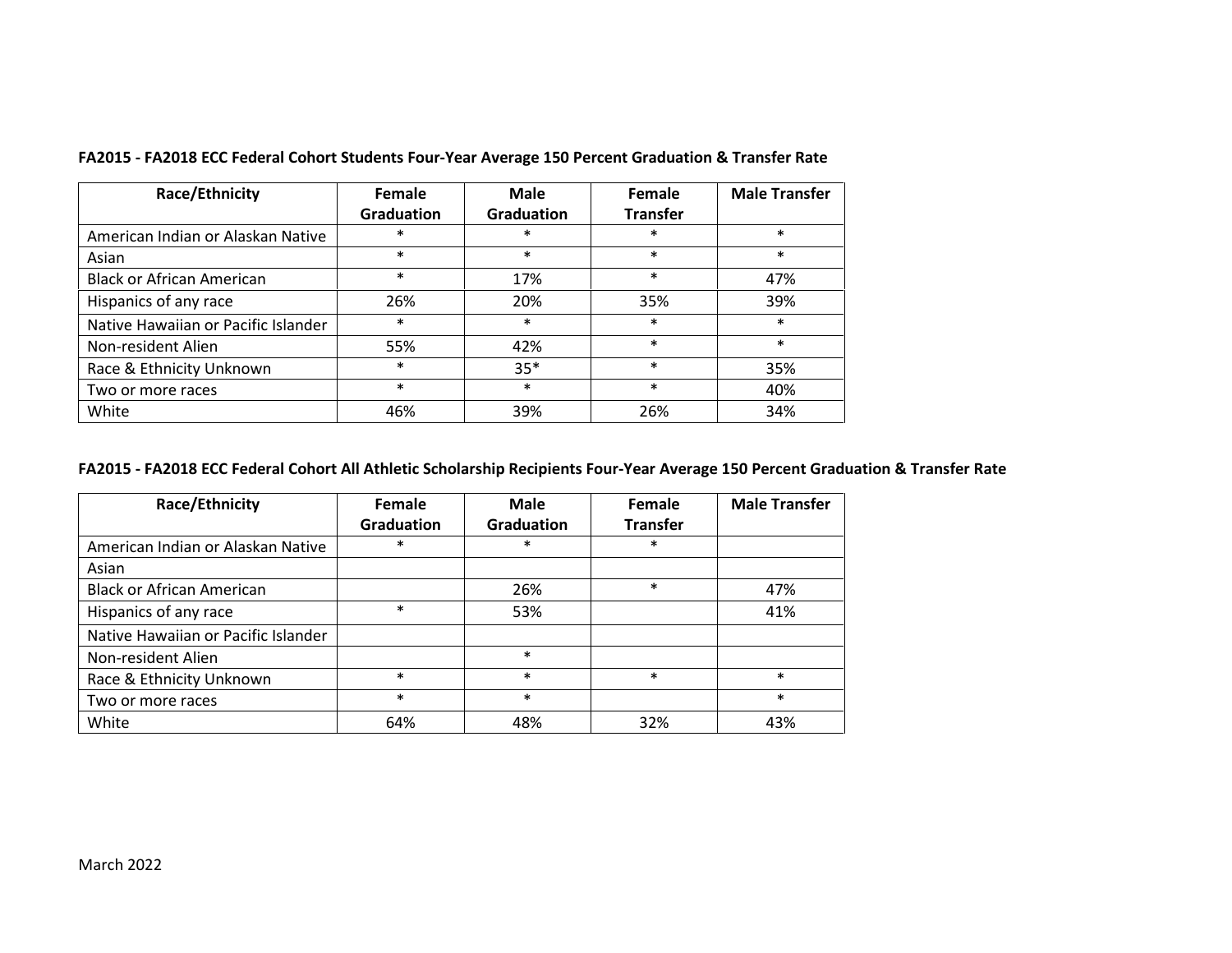**FA2015 - FA2018 ECC Federal Cohort Students Four-Year Average 150 Percent Graduation & Transfer Rate**

| Race/Ethnicity | Female Graduation | Male Graduation | Female Transfer | Male Transfer |
|---|---|---|---|---|
| American Indian or Alaskan Native | * | * | * | * |
| Asian | * | * | * | * |
| Black or African American | * | 17% | * | 47% |
| Hispanics of any race | 26% | 20% | 35% | 39% |
| Native Hawaiian or Pacific Islander | * | * | * | * |
| Non-resident Alien | 55% | 42% | * | * |
| Race & Ethnicity Unknown | * | 35* | * | 35% |
| Two or more races | * | * | * | 40% |
| White | 46% | 39% | 26% | 34% |

**FA2015 - FA2018 ECC Federal Cohort All Athletic Scholarship Recipients Four-Year Average 150 Percent Graduation & Transfer Rate**

| Race/Ethnicity | Female Graduation | Male Graduation | Female Transfer | Male Transfer |
|---|---|---|---|---|
| American Indian or Alaskan Native | * | * | * | |
| Asian | | | | |
| Black or African American | | 26% | * | 47% |
| Hispanics of any race | * | 53% | | 41% |
| Native Hawaiian or Pacific Islander | | | | |
| Non-resident Alien | | * | | |
| Race & Ethnicity Unknown | * | * | * | * |
| Two or more races | * | * | | * |
| White | 64% | 48% | 32% | 43% |

March 2022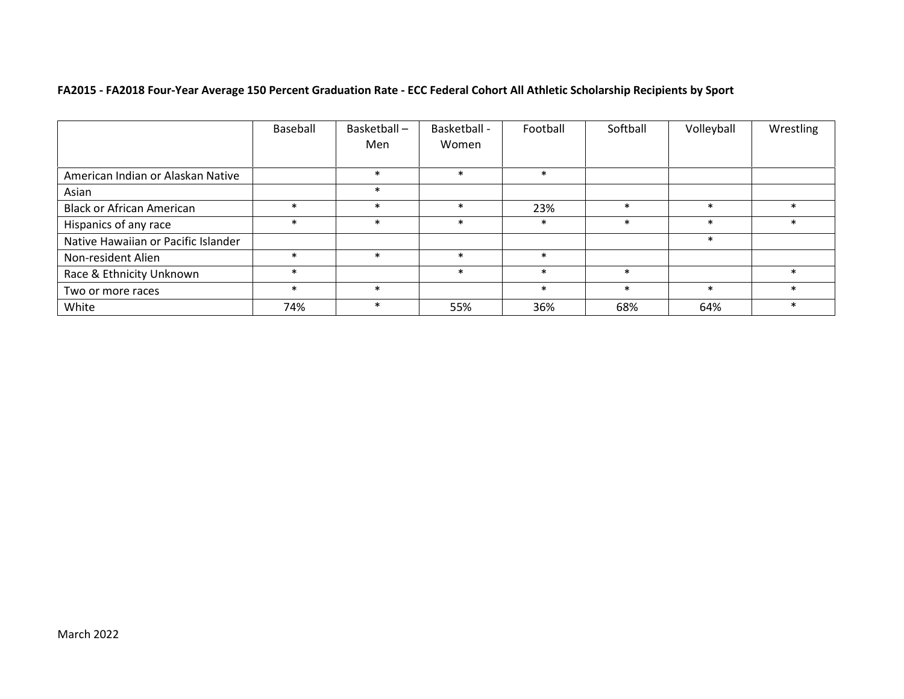**FA2015 - FA2018 Four-Year Average 150 Percent Graduation Rate - ECC Federal Cohort All Athletic Scholarship Recipients by Sport**

| | Baseball | Basketball – Men | Basketball - Women | Football | Softball | Volleyball | Wrestling |
|---|---|---|---|---|---|---|---|
| American Indian or Alaskan Native | | * | * | * | | | |
| Asian | | * | | | | | |
| Black or African American | * | * | * | 23% | * | * | * |
| Hispanics of any race | * | * | * | * | * | * | * |
| Native Hawaiian or Pacific Islander | | | | | | * | |
| Non-resident Alien | * | * | * | * | | | |
| Race & Ethnicity Unknown | * | | * | * | * | | * |
| Two or more races | * | * | | * | * | * | * |
| White | 74% | * | 55% | 36% | 68% | 64% | * |

March 2022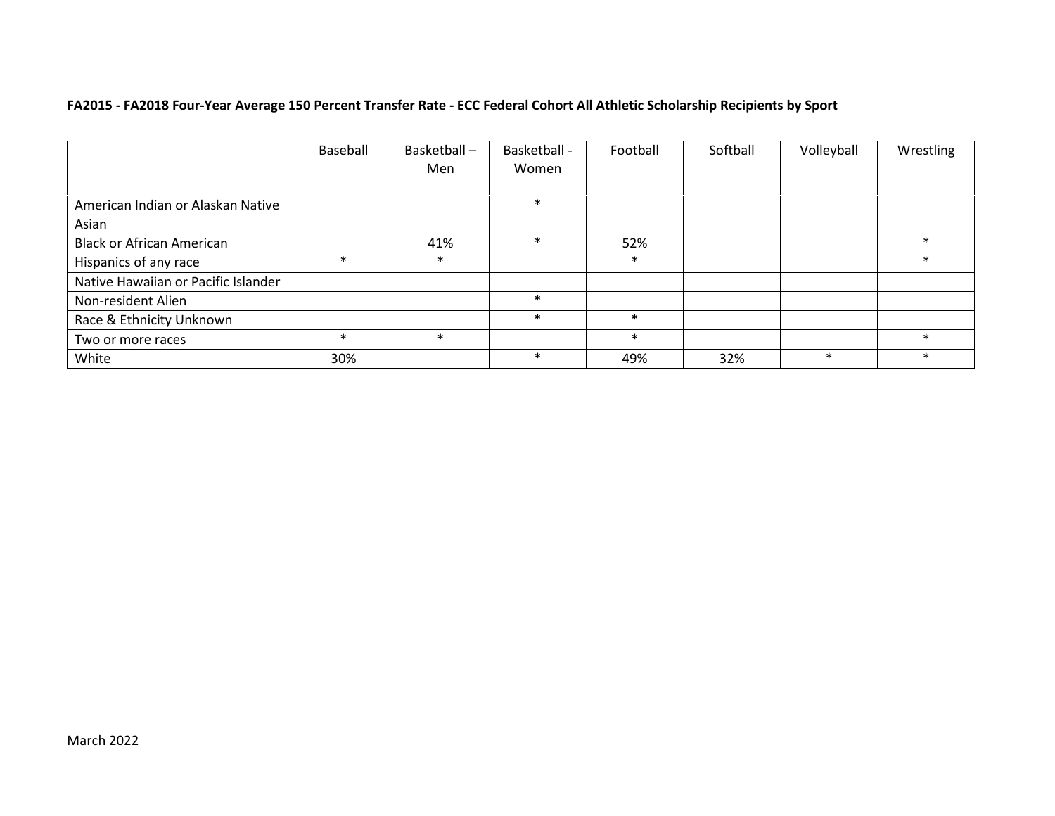**FA2015 - FA2018 Four-Year Average 150 Percent Transfer Rate - ECC Federal Cohort All Athletic Scholarship Recipients by Sport**

| | Baseball | Basketball – Men | Basketball - Women | Football | Softball | Volleyball | Wrestling |
|---|---|---|---|---|---|---|---|
| American Indian or Alaskan Native | | | * | | | | |
| Asian | | | | | | | |
| Black or African American | | 41% | * | 52% | | | * |
| Hispanics of any race | * | * | | * | | | * |
| Native Hawaiian or Pacific Islander | | | | | | | |
| Non-resident Alien | | | * | | | | |
| Race & Ethnicity Unknown | | | * | * | | | |
| Two or more races | * | * | | * | | | * |
| White | 30% | | * | 49% | 32% | * | * |

March 2022